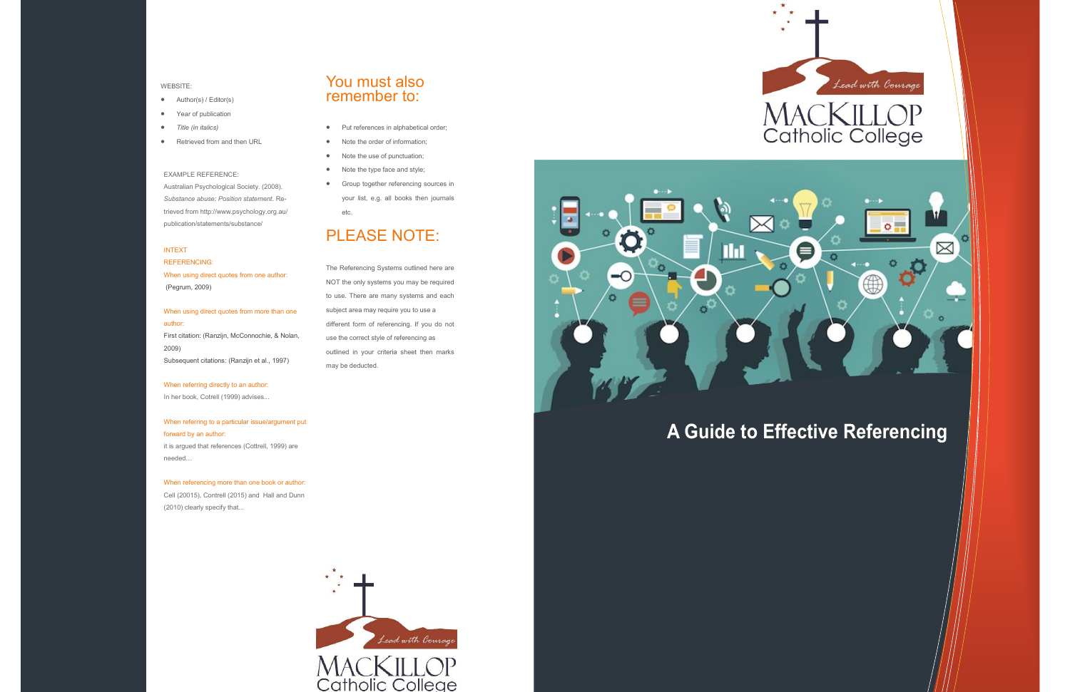WEBSITE:

- Author(s) / Editor(s)
- Year of publication
- *Title (in italics)*
- Retrieved from and then URL

EXAMPLE REFERENCE:

Australian Psychological Society. (2008). *Substance abuse: Position statement*. Retrieved from http://www.psychology.org.au/publication/statements/substance/

INTEXT REFERENCING:

When using direct quotes from one author:

(Pegrum, 2009)

When using direct quotes from more than one author:

First citation: (Ranzijn, McConnochie, & Nolan, 2009)

Subsequent citations: (Ranzijn et al., 1997)

When referring directly to an author:

In her book, Cotrell (1999) advises...

When referring to a particular issue/argument put forward by an author:

it is argued that references (Cottrell, 1999) are needed...

When referencing more than one book or author:

Cell (20015), Contrell (2015) and Hall and Dunn (2010) clearly specify that...

## You must also remember to:

- Put references in alphabetical order;
- Note the order of information;
- Note the use of punctuation;
- Note the type face and style;
- Group together referencing sources in your list, e.g. all books then journals etc.

## PLEASE NOTE:

The Referencing Systems outlined here are NOT the only systems you may be required to use. There are many systems and each subject area may require you to use a different form of referencing. If you do not use the correct style of referencing as outlined in your criteria sheet then marks may be deducted.

Lead with Courage

MACKILLOP Catholic College

Lead with Courage

MACKILLOP Catholic College

# A Guide to Effective Referencing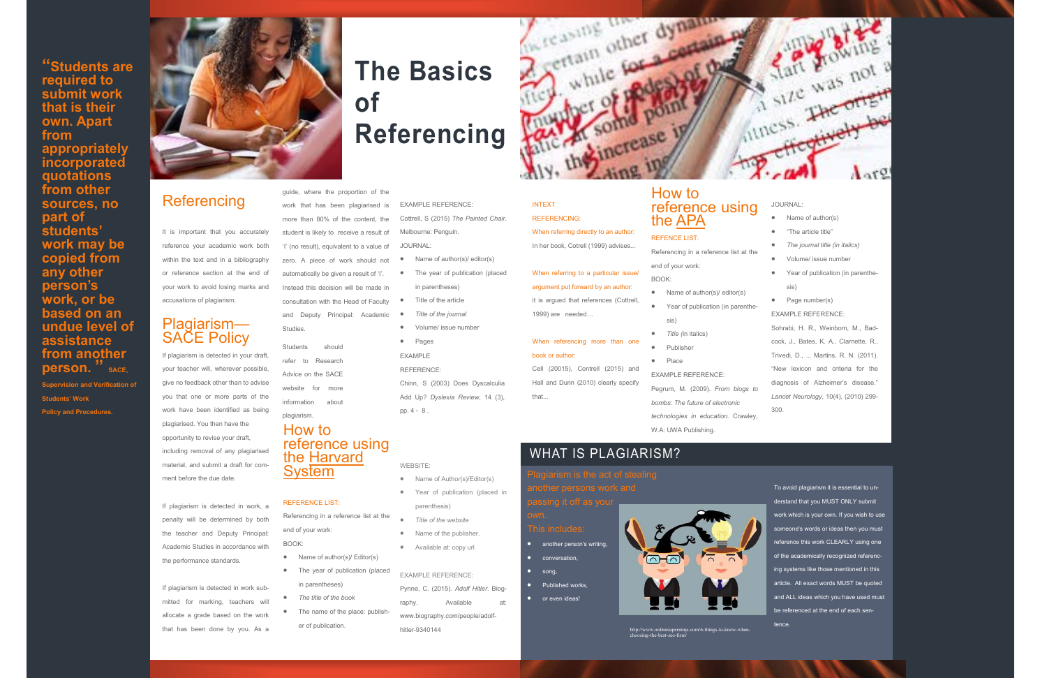**"Students are required to submit work that is their own. Apart from appropriately incorporated quotations from other sources, no part of students' work may be copied from any other person's work, or be based on an undue level of assistance from another person."** SACE, Supervision and Verification of Students' Work Policy and Procedures.

# The Basics of Referencing

## Referencing

It is important that you accurately reference your academic work both within the text and in a bibliography or reference section at the end of your work to avoid losing marks and accusations of plagiarism.

## Plagiarism—SACE Policy

If plagiarism is detected in your draft, your teacher will, wherever possible, give no feedback other than to advise you that one or more parts of the work have been identified as being plagiarised. You then have the opportunity to revise your draft, including removal of any plagiarised material, and submit a draft for comment before the due date.

If plagiarism is detected in work, a penalty will be determined by both the teacher and Deputy Principal: Academic Studies in accordance with the performance standards.

If plagiarism is detected in work submitted for marking, teachers will allocate a grade based on the work that has been done by you. As a guide, where the proportion of the work that has been plagiarised is more than 80% of the content, the student is likely to receive a result of 'I' (no result), equivalent to a value of zero. A piece of work should not automatically be given a result of 'I'. Instead this decision will be made in consultation with the Head of Faculty and Deputy Principal: Academic Studies.

Students should refer to Research Advice on the SACE website for more information about plagiarism.

## How to reference using the Harvard System

REFERENCE LIST:

Referencing in a reference list at the end of your work:

BOOK:

- Name of author(s)/ Editor(s)
- The year of publication (placed in parentheses)
- *The title of the book*
- The name of the place: publisher of publication.

EXAMPLE REFERENCE:

Cottrell, S (2015) *The Painted Chair.* Melbourne: Penguin.

JOURNAL:

- Name of author(s)/ editor(s)
- The year of publication (placed in parentheses)
- Title of the article
- *Title of the journal*
- Volume/ issue number
- Pages

EXAMPLE REFERENCE:

Chinn, S (2003) Does Dyscalculia Add Up? *Dyslexia Review*, 14 (3), pp. 4 - 8 .

WEBSITE:

- Name of Author(s)/Editor(s)
- Year of publication (placed in parenthesis)
- *Title of the website*
- Name of the publisher.
- Available at: copy url

EXAMPLE REFERENCE:

Pynne, C. (2015). *Adolf Hitler*. Biography. Available at: www.biography.com/people/adolf-hitler-9340144

INTEXT REFERENCING:

When referring directly to an author:

In her book, Cotrell (1999) advises...

When referring to a particular issue/ argument put forward by an author:

it is argued that references (Cottrell, 1999) are needed…

When referencing more than one book or author:

Cell (20015), Contrell (2015) and Hall and Dunn (2010) clearly specify that...

## How to reference using the APA

REFENCE LIST:

Referencing in a reference list at the end of your work:

BOOK:

- Name of author(s)/ editor(s)
- Year of publication (in parenthesis)
- *Title* (in italics)
- Publisher
- Place

EXAMPLE REFERENCE:

Pegrum, M. (2009). *From blogs to bombs: The future of electronic technologies in education.* Crawley, W.A: UWA Publishing.

JOURNAL:

- Name of author(s)
- "The article title"
- *The journal title (in italics)*
- Volume/ issue number
- Year of publication (in parenthesis)
- Page number(s)

EXAMPLE REFERENCE:

Sohrabi, H. R., Weinborn, M., Badcock, J., Bates, K. A., Clarnette, R., Trivedi, D., ... Martins, R. N. (2011). "New lexicon and criteria for the diagnosis of Alzheimer's disease." *Lancet Neurology*, 10(4), (2010) 299-300.

## WHAT IS PLAGIARISM?

Plagiarism is the act of stealing another persons work and passing it off as your own.

This includes:

- another person's writing,
- conversation,
- song,
- Published works,
- or even ideas!

http://www.onlinesuperninja.com/6-things-to-know-when-choosing-the-best-seo-firm/

To avoid plagiarism it is essential to understand that you MUST ONLY submit work which is your own. If you wish to use someone's words or ideas then you must reference this work CLEARLY using one of the academically recognized referencing systems like those mentioned in this article. All exact words MUST be quoted and ALL ideas which you have used must be referenced at the end of each sentence.